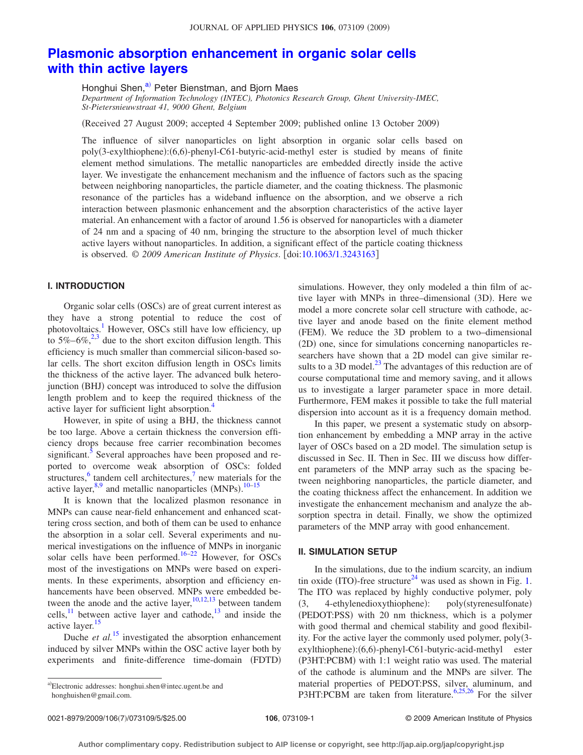# Plasmonic absorption enhancement in organic solar cells with thin active layers

Honghui Shen,[a] Peter Bienstman, and Bjorn Maes

*Department of Information Technology (INTEC), Photonics Research Group, Ghent University-IMEC, St-Pietersnieuwstraat 41, 9000 Ghent, Belgium*

(Received 27 August 2009; accepted 4 September 2009; published online 13 October 2009)

The influence of silver nanoparticles on light absorption in organic solar cells based on poly(3-exylthiophene):(6,6)-phenyl-C61-butyric-acid-methyl ester is studied by means of finite element method simulations. The metallic nanoparticles are embedded directly inside the active layer. We investigate the enhancement mechanism and the influence of factors such as the spacing between neighboring nanoparticles, the particle diameter, and the coating thickness. The plasmonic resonance of the particles has a wideband influence on the absorption, and we observe a rich interaction between plasmonic enhancement and the absorption characteristics of the active layer material. An enhancement with a factor of around 1.56 is observed for nanoparticles with a diameter of 24 nm and a spacing of 40 nm, bringing the structure to the absorption level of much thicker active layers without nanoparticles. In addition, a significant effect of the particle coating thickness is observed. © *2009 American Institute of Physics*. [doi:10.1063/1.3243163]

## I. INTRODUCTION

Organic solar cells (OSCs) are of great current interest as they have a strong potential to reduce the cost of photovoltaics.[1] However, OSCs still have low efficiency, up to 5%–6%,[2,3] due to the short exciton diffusion length. This efficiency is much smaller than commercial silicon-based solar cells. The short exciton diffusion length in OSCs limits the thickness of the active layer. The advanced bulk heterojunction (BHJ) concept was introduced to solve the diffusion length problem and to keep the required thickness of the active layer for sufficient light absorption.[4]

However, in spite of using a BHJ, the thickness cannot be too large. Above a certain thickness the conversion efficiency drops because free carrier recombination becomes significant.[5] Several approaches have been proposed and reported to overcome weak absorption of OSCs: folded structures,[6] tandem cell architectures,[7] new materials for the active layer,[8,9] and metallic nanoparticles (MNPs).[10–15]

It is known that the localized plasmon resonance in MNPs can cause near-field enhancement and enhanced scattering cross section, and both of them can be used to enhance the absorption in a solar cell. Several experiments and numerical investigations on the influence of MNPs in inorganic solar cells have been performed.[16–22] However, for OSCs most of the investigations on MNPs were based on experiments. In these experiments, absorption and efficiency enhancements have been observed. MNPs were embedded between the anode and the active layer,[10,12,13] between tandem cells,[11] between active layer and cathode,[13] and inside the active layer.[15]

Duche *et al.*[15] investigated the absorption enhancement induced by silver MNPs within the OSC active layer both by experiments and finite-difference time-domain (FDTD) simulations. However, they only modeled a thin film of active layer with MNPs in three–dimensional (3D). Here we model a more concrete solar cell structure with cathode, active layer and anode based on the finite element method (FEM). We reduce the 3D problem to a two–dimensional (2D) one, since for simulations concerning nanoparticles researchers have shown that a 2D model can give similar results to a 3D model.[23] The advantages of this reduction are of course computational time and memory saving, and it allows us to investigate a larger parameter space in more detail. Furthermore, FEM makes it possible to take the full material dispersion into account as it is a frequency domain method.

In this paper, we present a systematic study on absorption enhancement by embedding a MNP array in the active layer of OSCs based on a 2D model. The simulation setup is discussed in Sec. II. Then in Sec. III we discuss how different parameters of the MNP array such as the spacing between neighboring nanoparticles, the particle diameter, and the coating thickness affect the enhancement. In addition we investigate the enhancement mechanism and analyze the absorption spectra in detail. Finally, we show the optimized parameters of the MNP array with good enhancement.

## II. SIMULATION SETUP

In the simulations, due to the indium scarcity, an indium tin oxide (ITO)-free structure[24] was used as shown in Fig. 1. The ITO was replaced by highly conductive polymer, poly (3, 4-ethylenedioxythiophene): poly(styrenesulfonate) (PEDOT:PSS) with 20 nm thickness, which is a polymer with good thermal and chemical stability and good flexibility. For the active layer the commonly used polymer, poly(3-exylthiophene):(6,6)-phenyl-C61-butyric-acid-methyl ester (P3HT:PCBM) with 1:1 weight ratio was used. The material of the cathode is aluminum and the MNPs are silver. The material properties of PEDOT:PSS, silver, aluminum, and P3HT:PCBM are taken from literature.[6,25,26] For the silver

[a]Electronic addresses: honghui.shen@intec.ugent.be and honghuishen@gmail.com.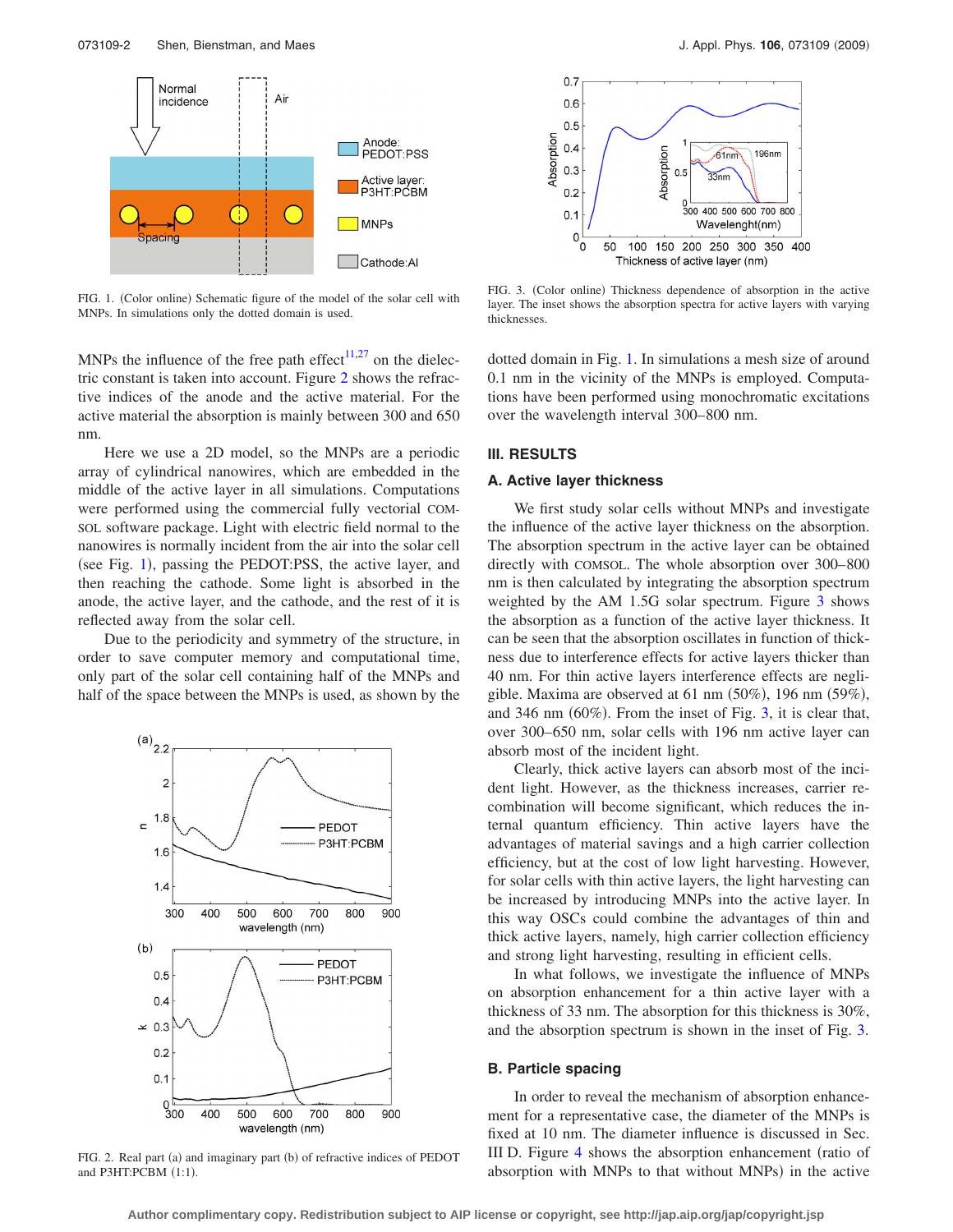FIG. 1. (Color online) Schematic figure of the model of the solar cell with MNPs. In simulations only the dotted domain is used.

MNPs the influence of the free path effect[11,27] on the dielectric constant is taken into account. Figure 2 shows the refractive indices of the anode and the active material. For the active material the absorption is mainly between 300 and 650 nm.

Here we use a 2D model, so the MNPs are a periodic array of cylindrical nanowires, which are embedded in the middle of the active layer in all simulations. Computations were performed using the commercial fully vectorial COMSOL software package. Light with electric field normal to the nanowires is normally incident from the air into the solar cell (see Fig. 1), passing the PEDOT:PSS, the active layer, and then reaching the cathode. Some light is absorbed in the anode, the active layer, and the cathode, and the rest of it is reflected away from the solar cell.

Due to the periodicity and symmetry of the structure, in order to save computer memory and computational time, only part of the solar cell containing half of the MNPs and half of the space between the MNPs is used, as shown by the dotted domain in Fig. 1. In simulations a mesh size of around 0.1 nm in the vicinity of the MNPs is employed. Computations have been performed using monochromatic excitations over the wavelength interval 300–800 nm.

FIG. 2. Real part (a) and imaginary part (b) of refractive indices of PEDOT and P3HT:PCBM (1:1).

FIG. 3. (Color online) Thickness dependence of absorption in the active layer. The inset shows the absorption spectra for active layers with varying thicknesses.

## III. RESULTS

### A. Active layer thickness

We first study solar cells without MNPs and investigate the influence of the active layer thickness on the absorption. The absorption spectrum in the active layer can be obtained directly with COMSOL. The whole absorption over 300–800 nm is then calculated by integrating the absorption spectrum weighted by the AM 1.5G solar spectrum. Figure 3 shows the absorption as a function of the active layer thickness. It can be seen that the absorption oscillates in function of thickness due to interference effects for active layers thicker than 40 nm. For thin active layers interference effects are negligible. Maxima are observed at 61 nm (50%), 196 nm (59%), and 346 nm (60%). From the inset of Fig. 3, it is clear that, over 300–650 nm, solar cells with 196 nm active layer can absorb most of the incident light.

Clearly, thick active layers can absorb most of the incident light. However, as the thickness increases, carrier recombination will become significant, which reduces the internal quantum efficiency. Thin active layers have the advantages of material savings and a high carrier collection efficiency, but at the cost of low light harvesting. However, for solar cells with thin active layers, the light harvesting can be increased by introducing MNPs into the active layer. In this way OSCs could combine the advantages of thin and thick active layers, namely, high carrier collection efficiency and strong light harvesting, resulting in efficient cells.

In what follows, we investigate the influence of MNPs on absorption enhancement for a thin active layer with a thickness of 33 nm. The absorption for this thickness is 30%, and the absorption spectrum is shown in the inset of Fig. 3.

### B. Particle spacing

In order to reveal the mechanism of absorption enhancement for a representative case, the diameter of the MNPs is fixed at 10 nm. The diameter influence is discussed in Sec. III D. Figure 4 shows the absorption enhancement (ratio of absorption with MNPs to that without MNPs) in the active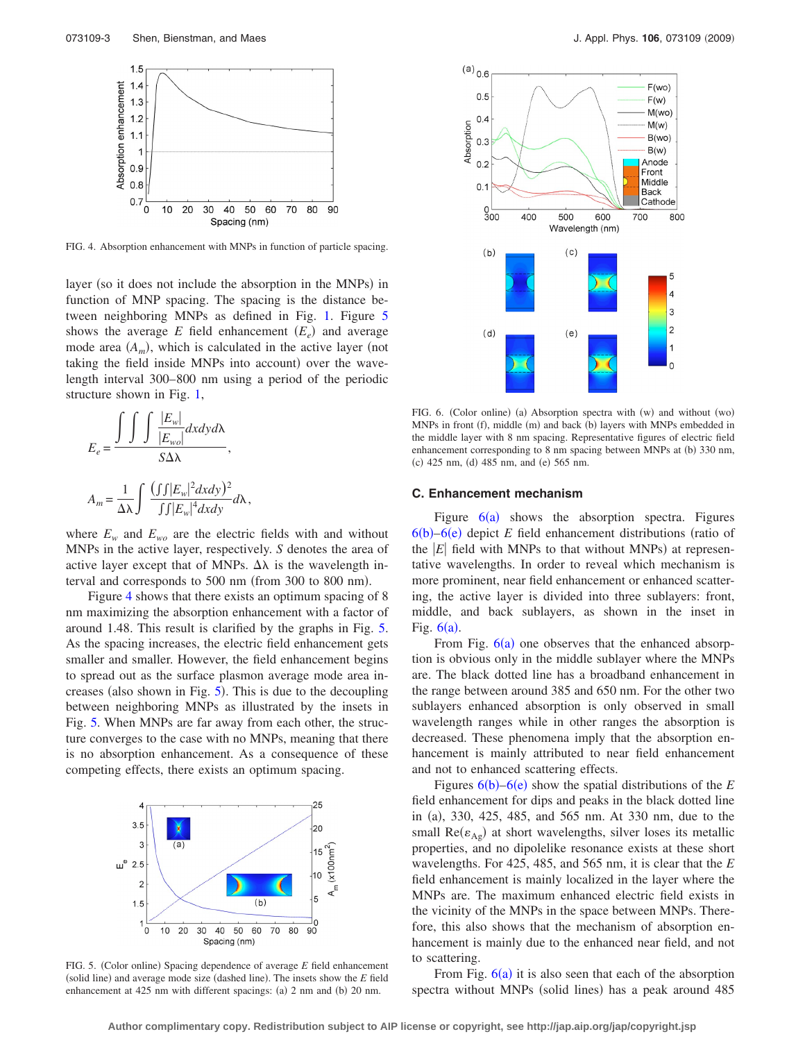FIG. 4. Absorption enhancement with MNPs in function of particle spacing.

layer (so it does not include the absorption in the MNPs) in function of MNP spacing. The spacing is the distance between neighboring MNPs as defined in Fig. 1. Figure 5 shows the average $E$ field enhancement ($E_e$) and average mode area ($A_m$), which is calculated in the active layer (not taking the field inside MNPs into account) over the wavelength interval 300–800 nm using a period of the periodic structure shown in Fig. 1,

$$E_e = \frac{\int\int\int \frac{|E_w|}{|E_{wo}|} dxdyd\lambda}{S\Delta\lambda},$$

$$A_m = \frac{1}{\Delta\lambda}\int \frac{\left(\int\int |E_w|^2 dxdy\right)^2}{\int\int |E_w|^4 dxdy} d\lambda,$$

where $E_w$ and $E_{wo}$ are the electric fields with and without MNPs in the active layer, respectively. $S$ denotes the area of the active layer except that of MNPs. $\Delta\lambda$ is the wavelength interval and corresponds to 500 nm (from 300 to 800 nm).

Figure 4 shows that there exists an optimum spacing of 8 nm maximizing the absorption enhancement with a factor of around 1.48. This result is clarified by the graphs in Fig. 5. As the spacing increases, the electric field enhancement gets smaller and smaller. However, the field enhancement begins to spread out as the surface plasmon average mode area increases (also shown in Fig. 5). This is due to the decoupling between neighboring MNPs as illustrated by the insets in Fig. 5. When MNPs are far away from each other, the structure converges to the case with no MNPs, meaning that there is no absorption enhancement. As a consequence of these competing effects, there exists an optimum spacing.

FIG. 5. (Color online) Spacing dependence of average $E$ field enhancement (solid line) and average mode size (dashed line). The insets show the $E$ field enhancement at 425 nm with different spacings: (a) 2 nm and (b) 20 nm.

FIG. 6. (Color online) (a) Absorption spectra with (w) and without (wo) MNPs in front (f), middle (m) and back (b) layers with MNPs embedded in the middle layer with 8 nm spacing. Representative figures of electric field enhancement corresponding to 8 nm spacing between MNPs at (b) 330 nm, (c) 425 nm, (d) 485 nm, and (e) 565 nm.

### C. Enhancement mechanism

Figure 6(a) shows the absorption spectra. Figures 6(b)–6(e) depict $E$ field enhancement distributions (ratio of the $|E|$ field with MNPs to that without MNPs) at representative wavelengths. In order to reveal which mechanism is more prominent, near field enhancement or enhanced scattering, the active layer is divided into three sublayers: front, middle, and back sublayers, as shown in the inset in Fig. 6(a).

From Fig. 6(a) one observes that the enhanced absorption is obvious only in the middle sublayer where the MNPs are. The black dotted line has a broadband enhancement in the range between around 385 and 650 nm. For the other two sublayers enhanced absorption is only observed in small wavelength ranges while in other ranges the absorption is decreased. These phenomena imply that the absorption enhancement is mainly attributed to near field enhancement and not to enhanced scattering effects.

Figures 6(b)–6(e) show the spatial distributions of the $E$ field enhancement for dips and peaks in the black dotted line in (a), 330, 425, 485, and 565 nm. At 330 nm, due to the small $\mathrm{Re}(\varepsilon_{\mathrm{Ag}})$ at short wavelengths, silver loses its metallic properties, and no dipolelike resonance exists at these short wavelengths. For 425, 485, and 565 nm, it is clear that the $E$ field enhancement is mainly localized in the layer where the MNPs are. The maximum enhanced electric field exists in the vicinity of the MNPs in the space between MNPs. Therefore, this also shows that the mechanism of absorption enhancement is mainly due to the enhanced near field, and not to scattering.

From Fig. 6(a) it is also seen that each of the absorption spectra without MNPs (solid lines) has a peak around 485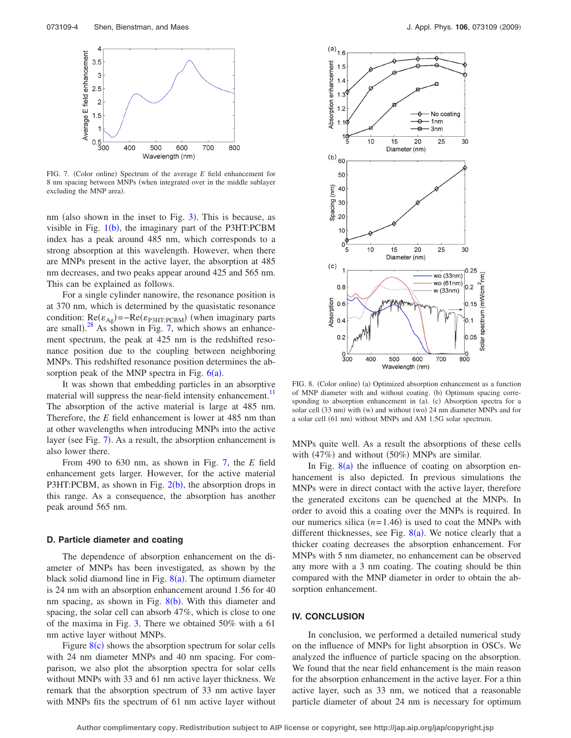FIG. 7. (Color online) Spectrum of the average $E$ field enhancement for 8 nm spacing between MNPs (when integrated over in the middle sublayer excluding the MNP area).

nm (also shown in the inset to Fig. 3). This is because, as visible in Fig. 1(b), the imaginary part of the P3HT:PCBM index has a peak around 485 nm, which corresponds to a strong absorption at this wavelength. However, when there are MNPs present in the active layer, the absorption at 485 nm decreases, and two peaks appear around 425 and 565 nm. This can be explained as follows.

For a single cylinder nanowire, the resonance position is at 370 nm, which is determined by the quasistatic resonance condition: $\mathrm{Re}(\varepsilon_{\mathrm{Ag}})=-\mathrm{Re}(\varepsilon_{\mathrm{P3HT:PCBM}})$ (when imaginary parts are small).[28] As shown in Fig. 7, which shows an enhancement spectrum, the peak at 425 nm is the redshifted resonance position due to the coupling between neighboring MNPs. This redshifted resonance position determines the absorption peak of the MNP spectra in Fig. 6(a).

It was shown that embedding particles in an absorptive material will suppress the near-field intensity enhancement.[11] The absorption of the active material is large at 485 nm. Therefore, the $E$ field enhancement is lower at 485 nm than at other wavelengths when introducing MNPs into the active layer (see Fig. 7). As a result, the absorption enhancement is also lower there.

From 490 to 630 nm, as shown in Fig. 7, the $E$ field enhancement gets larger. However, for the active material P3HT:PCBM, as shown in Fig. 2(b), the absorption drops in this range. As a consequence, the absorption has another peak around 565 nm.

### D. Particle diameter and coating

The dependence of absorption enhancement on the diameter of MNPs has been investigated, as shown by the black solid diamond line in Fig. 8(a). The optimum diameter is 24 nm with an absorption enhancement around 1.56 for 40 nm spacing, as shown in Fig. 8(b). With this diameter and spacing, the solar cell can absorb 47%, which is close to one of the maxima in Fig. 3. There we obtained 50% with a 61 nm active layer without MNPs.

Figure 8(c) shows the absorption spectrum for solar cells with 24 nm diameter MNPs and 40 nm spacing. For comparison, we also plot the absorption spectra for solar cells without MNPs with 33 and 61 nm active layer thickness. We remark that the absorption spectrum of 33 nm active layer with MNPs fits the spectrum of 61 nm active layer without MNPs quite well. As a result the absorptions of these cells with (47%) and without (50%) MNPs are similar.

FIG. 8. (Color online) (a) Optimized absorption enhancement as a function of MNP diameter with and without coating. (b) Optimum spacing corresponding to absorption enhancement in (a). (c) Absorption spectra for a solar cell (33 nm) with (w) and without (wo) 24 nm diameter MNPs and for a solar cell (61 nm) without MNPs and AM 1.5G solar spectrum.

In Fig. 8(a) the influence of coating on absorption enhancement is also depicted. In previous simulations the MNPs were in direct contact with the active layer, therefore the generated excitons can be quenched at the MNPs. In order to avoid this a coating over the MNPs is required. In our numerics silica ($n=1.46$) is used to coat the MNPs with different thicknesses, see Fig. 8(a). We notice clearly that a thicker coating decreases the absorption enhancement. For MNPs with 5 nm diameter, no enhancement can be observed any more with a 3 nm coating. The coating should be thin compared with the MNP diameter in order to obtain the absorption enhancement.

## IV. CONCLUSION

In conclusion, we performed a detailed numerical study on the influence of MNPs for light absorption in OSCs. We analyzed the influence of particle spacing on the absorption. We found that the near field enhancement is the main reason for the absorption enhancement in the active layer. For a thin active layer, such as 33 nm, we noticed that a reasonable particle diameter of about 24 nm is necessary for optimum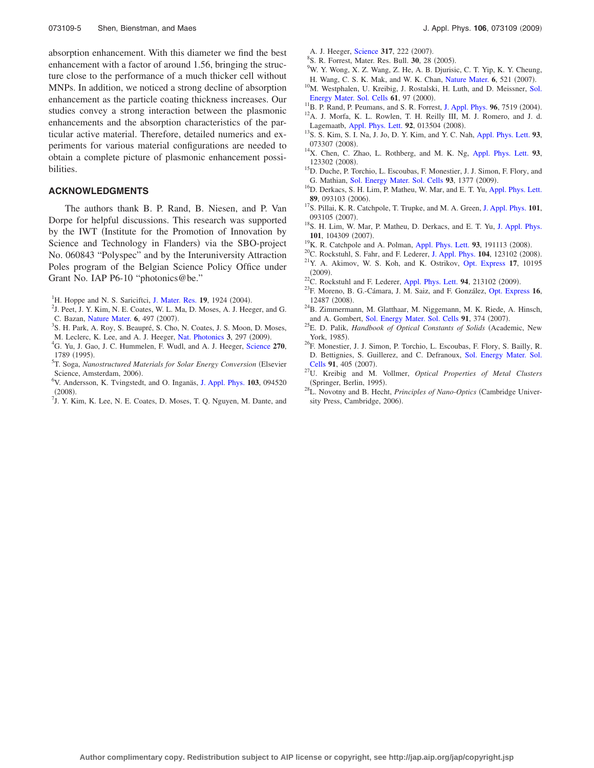absorption enhancement. With this diameter we find the best enhancement with a factor of around 1.56, bringing the structure close to the performance of a much thicker cell without MNPs. In addition, we noticed a strong decline of absorption enhancement as the particle coating thickness increases. Our studies convey a strong interaction between the plasmonic enhancements and the absorption characteristics of the particular active material. Therefore, detailed numerics and experiments for various material configurations are needed to obtain a complete picture of plasmonic enhancement possibilities.

## ACKNOWLEDGMENTS

The authors thank B. P. Rand, B. Niesen, and P. Van Dorpe for helpful discussions. This research was supported by the IWT (Institute for the Promotion of Innovation by Science and Technology in Flanders) via the SBO-project No. 060843 "Polyspec" and by the Interuniversity Attraction Poles program of the Belgian Science Policy Office under Grant No. IAP P6-10 "photonics@be."

[1]H. Hoppe and N. S. Sariciftci, J. Mater. Res. **19**, 1924 (2004).
[2]J. Peet, J. Y. Kim, N. E. Coates, W. L. Ma, D. Moses, A. J. Heeger, and G. C. Bazan, Nature Mater. **6**, 497 (2007).
[3]S. H. Park, A. Roy, S. Beaupré, S. Cho, N. Coates, J. S. Moon, D. Moses, M. Leclerc, K. Lee, and A. J. Heeger, Nat. Photonics **3**, 297 (2009).
[4]G. Yu, J. Gao, J. C. Hummelen, F. Wudl, and A. J. Heeger, Science **270**, 1789 (1995).
[5]T. Soga, *Nanostructured Materials for Solar Energy Conversion* (Elsevier Science, Amsterdam, 2006).
[6]V. Andersson, K. Tvingstedt, and O. Inganäs, J. Appl. Phys. **103**, 094520 (2008).
[7]J. Y. Kim, K. Lee, N. E. Coates, D. Moses, T. Q. Nguyen, M. Dante, and A. J. Heeger, Science **317**, 222 (2007).
[8]S. R. Forrest, Mater. Res. Bull. **30**, 28 (2005).
[9]W. Y. Wong, X. Z. Wang, Z. He, A. B. Djurisic, C. T. Yip, K. Y. Cheung, H. Wang, C. S. K. Mak, and W. K. Chan, Nature Mater. **6**, 521 (2007).
[10]M. Westphalen, U. Kreibig, J. Rostalski, H. Luth, and D. Meissner, Sol. Energy Mater. Sol. Cells **61**, 97 (2000).
[11]B. P. Rand, P. Peumans, and S. R. Forrest, J. Appl. Phys. **96**, 7519 (2004).
[12]A. J. Morfa, K. L. Rowlen, T. H. Reilly III, M. J. Romero, and J. d. Lagemaatb, Appl. Phys. Lett. **92**, 013504 (2008).
[13]S. S. Kim, S. I. Na, J. Jo, D. Y. Kim, and Y. C. Nah, Appl. Phys. Lett. **93**, 073307 (2008).
[14]X. Chen, C. Zhao, L. Rothberg, and M. K. Ng, Appl. Phys. Lett. **93**, 123302 (2008).
[15]D. Duche, P. Torchio, L. Escoubas, F. Monestier, J. J. Simon, F. Flory, and G. Mathian, Sol. Energy Mater. Sol. Cells **93**, 1377 (2009).
[16]D. Derkacs, S. H. Lim, P. Matheu, W. Mar, and E. T. Yu, Appl. Phys. Lett. **89**, 093103 (2006).
[17]S. Pillai, K. R. Catchpole, T. Trupke, and M. A. Green, J. Appl. Phys. **101**, 093105 (2007).
[18]S. H. Lim, W. Mar, P. Matheu, D. Derkacs, and E. T. Yu, J. Appl. Phys. **101**, 104309 (2007).
[19]K. R. Catchpole and A. Polman, Appl. Phys. Lett. **93**, 191113 (2008).
[20]C. Rockstuhl, S. Fahr, and F. Lederer, J. Appl. Phys. **104**, 123102 (2008).
[21]Y. A. Akimov, W. S. Koh, and K. Ostrikov, Opt. Express **17**, 10195 (2009).
[22]C. Rockstuhl and F. Lederer, Appl. Phys. Lett. **94**, 213102 (2009).
[23]F. Moreno, B. G.-Cámara, J. M. Saiz, and F. González, Opt. Express **16**, 12487 (2008).
[24]B. Zimmermann, M. Glatthaar, M. Niggemann, M. K. Riede, A. Hinsch, and A. Gombert, Sol. Energy Mater. Sol. Cells **91**, 374 (2007).
[25]E. D. Palik, *Handbook of Optical Constants of Solids* (Academic, New York, 1985).
[26]F. Monestier, J. J. Simon, P. Torchio, L. Escoubas, F. Flory, S. Bailly, R. D. Bettignies, S. Guillerez, and C. Defranoux, Sol. Energy Mater. Sol. Cells **91**, 405 (2007).
[27]U. Kreibig and M. Vollmer, *Optical Properties of Metal Clusters* (Springer, Berlin, 1995).
[28]L. Novotny and B. Hecht, *Principles of Nano-Optics* (Cambridge University Press, Cambridge, 2006).